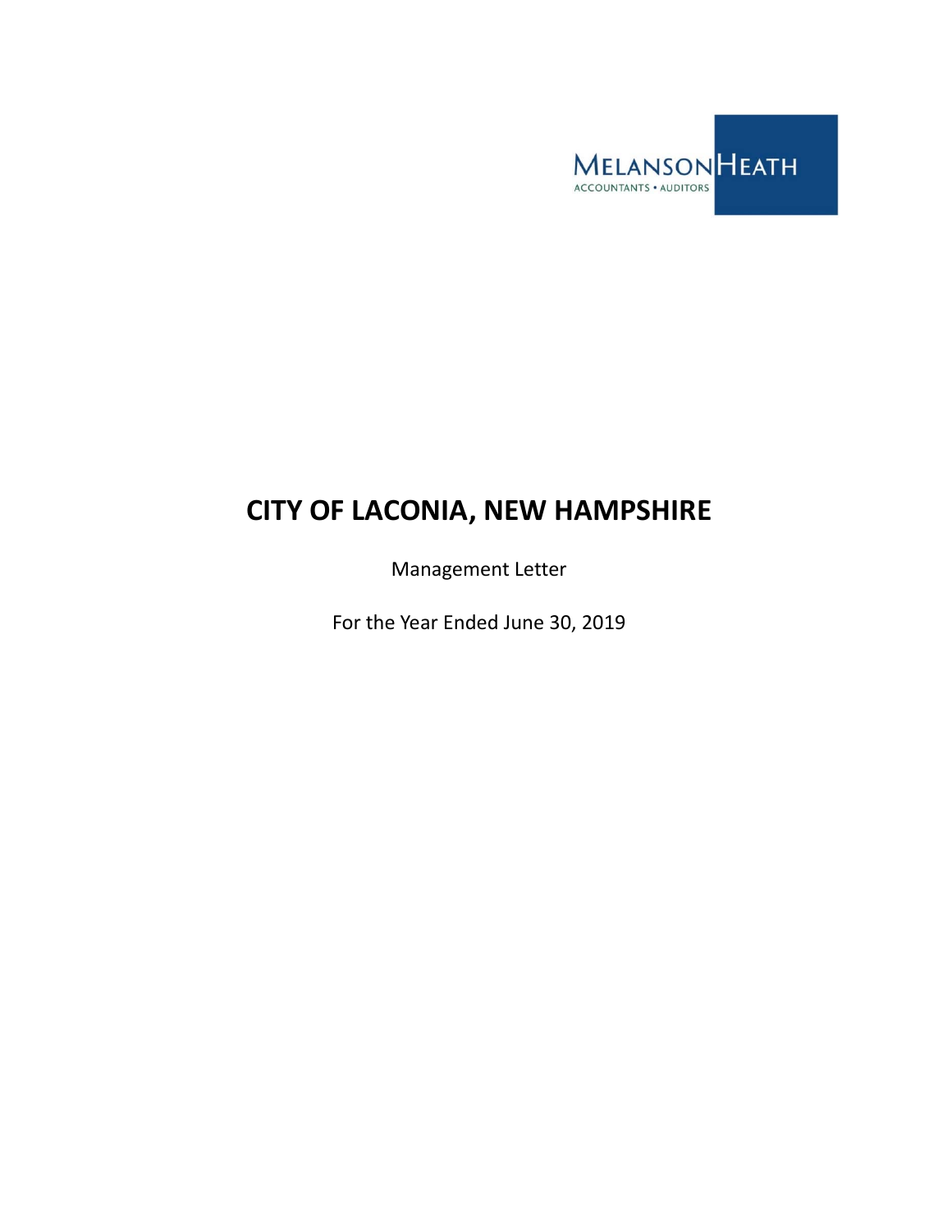MELANSON HEATH
ACCOUNTANTS • AUDITORS

# CITY OF LACONIA, NEW HAMPSHIRE

Management Letter

For the Year Ended June 30, 2019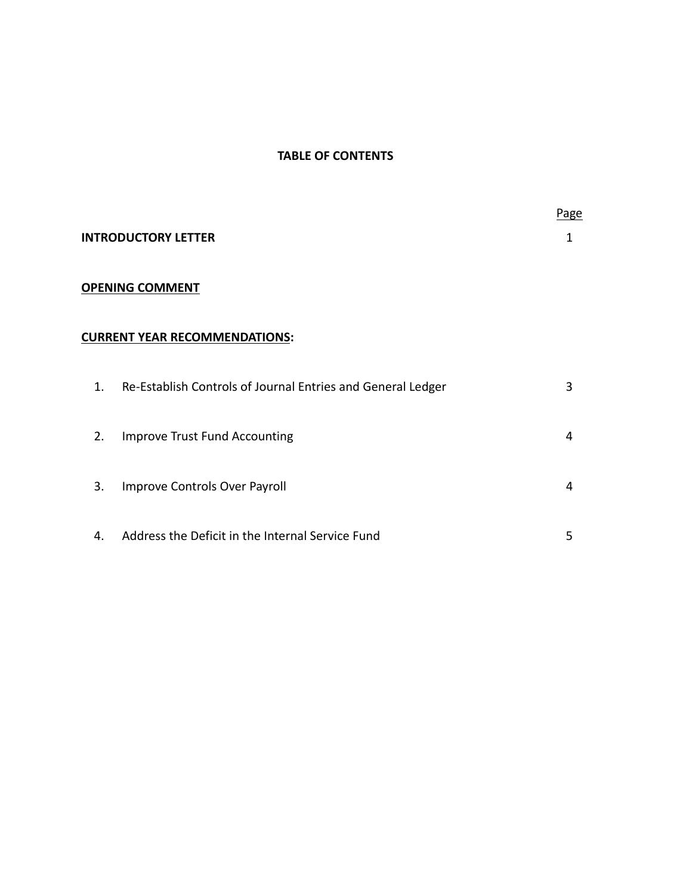# TABLE OF CONTENTS

| | Page |
|---|---|
| **INTRODUCTORY LETTER** | 1 |
| **OPENING COMMENT** | |
| **CURRENT YEAR RECOMMENDATIONS:** | |
| 1. Re-Establish Controls of Journal Entries and General Ledger | 3 |
| 2. Improve Trust Fund Accounting | 4 |
| 3. Improve Controls Over Payroll | 4 |
| 4. Address the Deficit in the Internal Service Fund | 5 |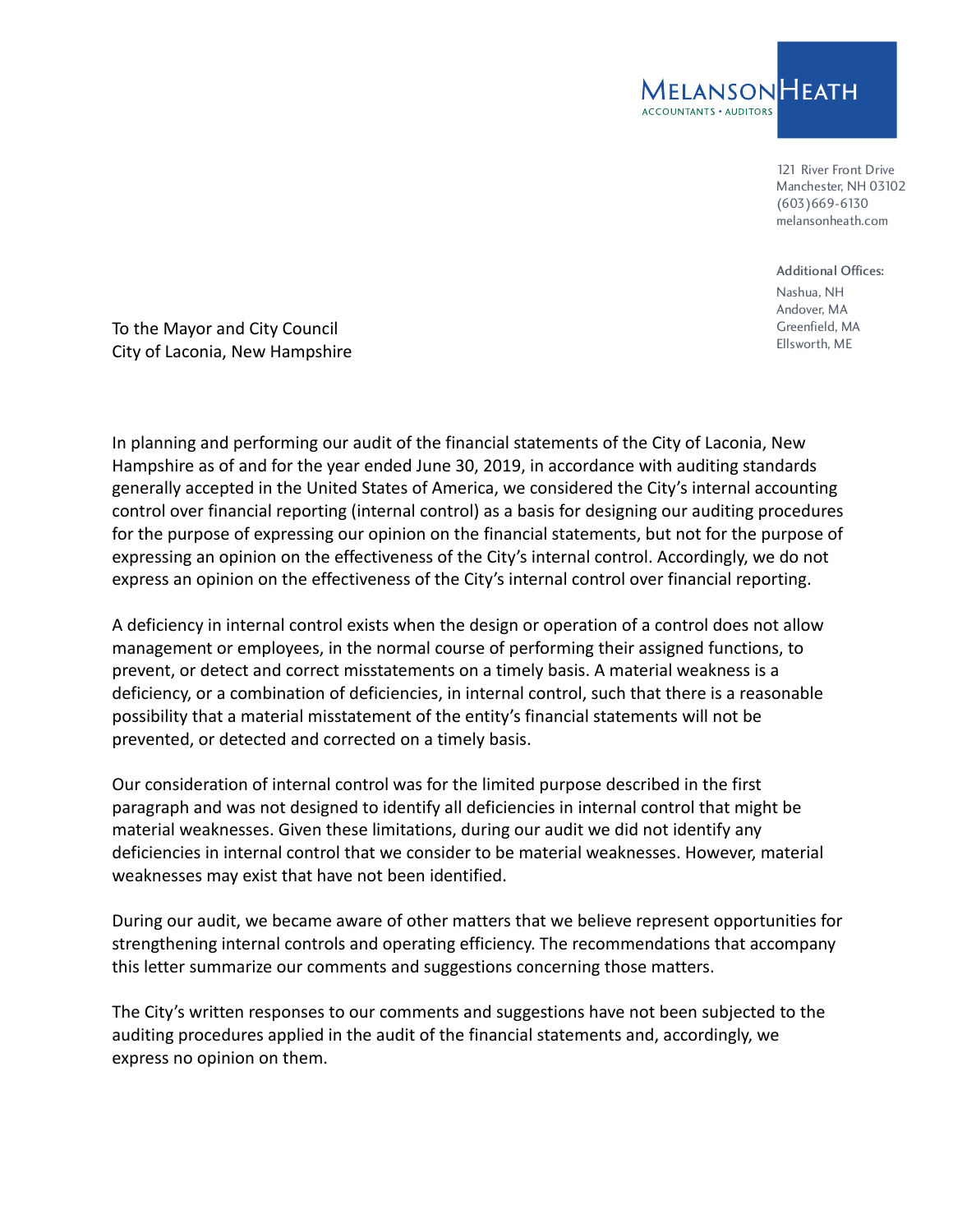MELANSON HEATH
ACCOUNTANTS • AUDITORS

121 River Front Drive
Manchester, NH 03102
(603)669-6130
melansonheath.com

Additional Offices:
Nashua, NH
Andover, MA
Greenfield, MA
Ellsworth, ME

To the Mayor and City Council
City of Laconia, New Hampshire

In planning and performing our audit of the financial statements of the City of Laconia, New Hampshire as of and for the year ended June 30, 2019, in accordance with auditing standards generally accepted in the United States of America, we considered the City's internal accounting control over financial reporting (internal control) as a basis for designing our auditing procedures for the purpose of expressing our opinion on the financial statements, but not for the purpose of expressing an opinion on the effectiveness of the City's internal control. Accordingly, we do not express an opinion on the effectiveness of the City's internal control over financial reporting.

A deficiency in internal control exists when the design or operation of a control does not allow management or employees, in the normal course of performing their assigned functions, to prevent, or detect and correct misstatements on a timely basis. A material weakness is a deficiency, or a combination of deficiencies, in internal control, such that there is a reasonable possibility that a material misstatement of the entity's financial statements will not be prevented, or detected and corrected on a timely basis.

Our consideration of internal control was for the limited purpose described in the first paragraph and was not designed to identify all deficiencies in internal control that might be material weaknesses. Given these limitations, during our audit we did not identify any deficiencies in internal control that we consider to be material weaknesses. However, material weaknesses may exist that have not been identified.

During our audit, we became aware of other matters that we believe represent opportunities for strengthening internal controls and operating efficiency. The recommendations that accompany this letter summarize our comments and suggestions concerning those matters.

The City's written responses to our comments and suggestions have not been subjected to the auditing procedures applied in the audit of the financial statements and, accordingly, we express no opinion on them.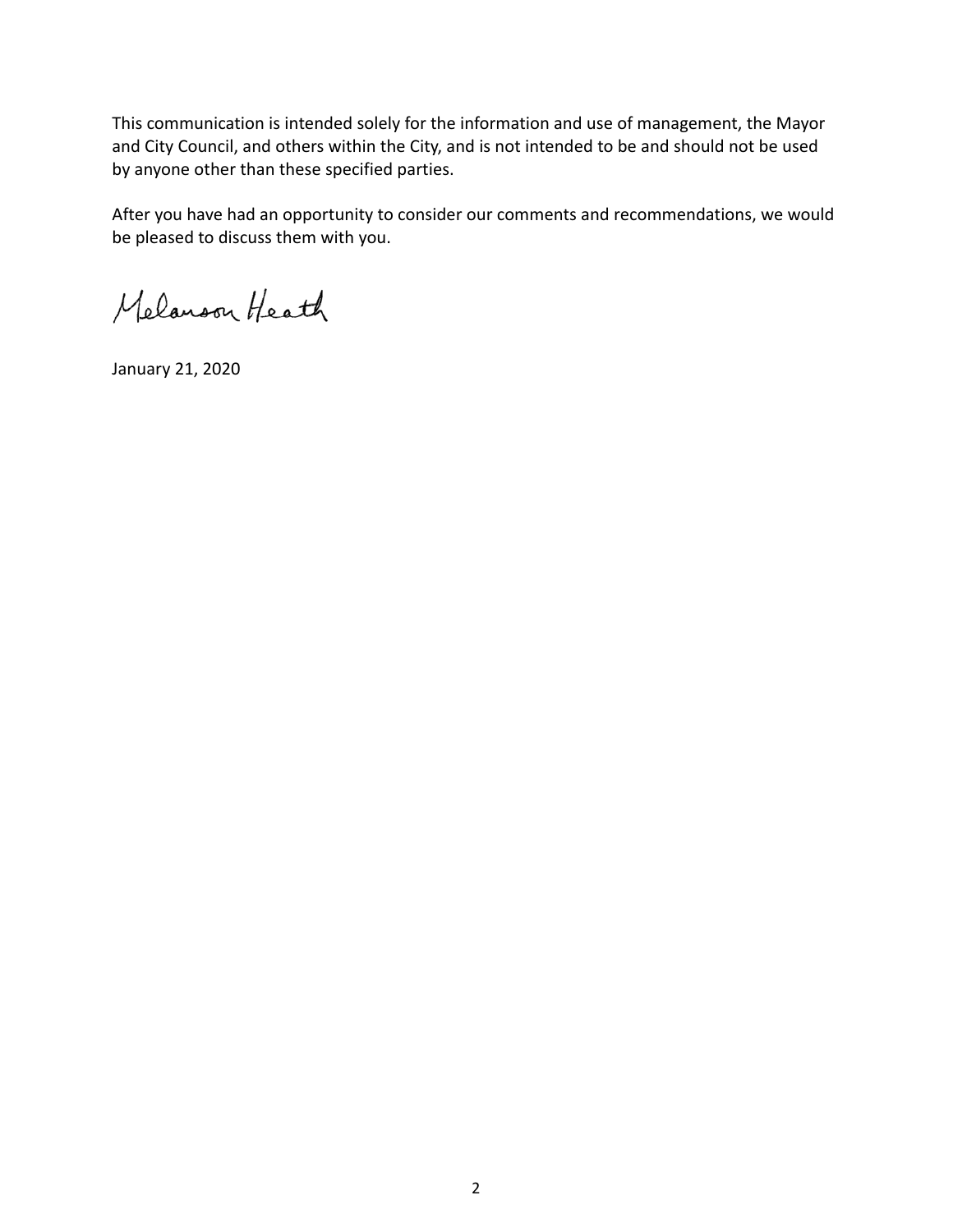This communication is intended solely for the information and use of management, the Mayor and City Council, and others within the City, and is not intended to be and should not be used by anyone other than these specified parties.

After you have had an opportunity to consider our comments and recommendations, we would be pleased to discuss them with you.

Melanson Heath

January 21, 2020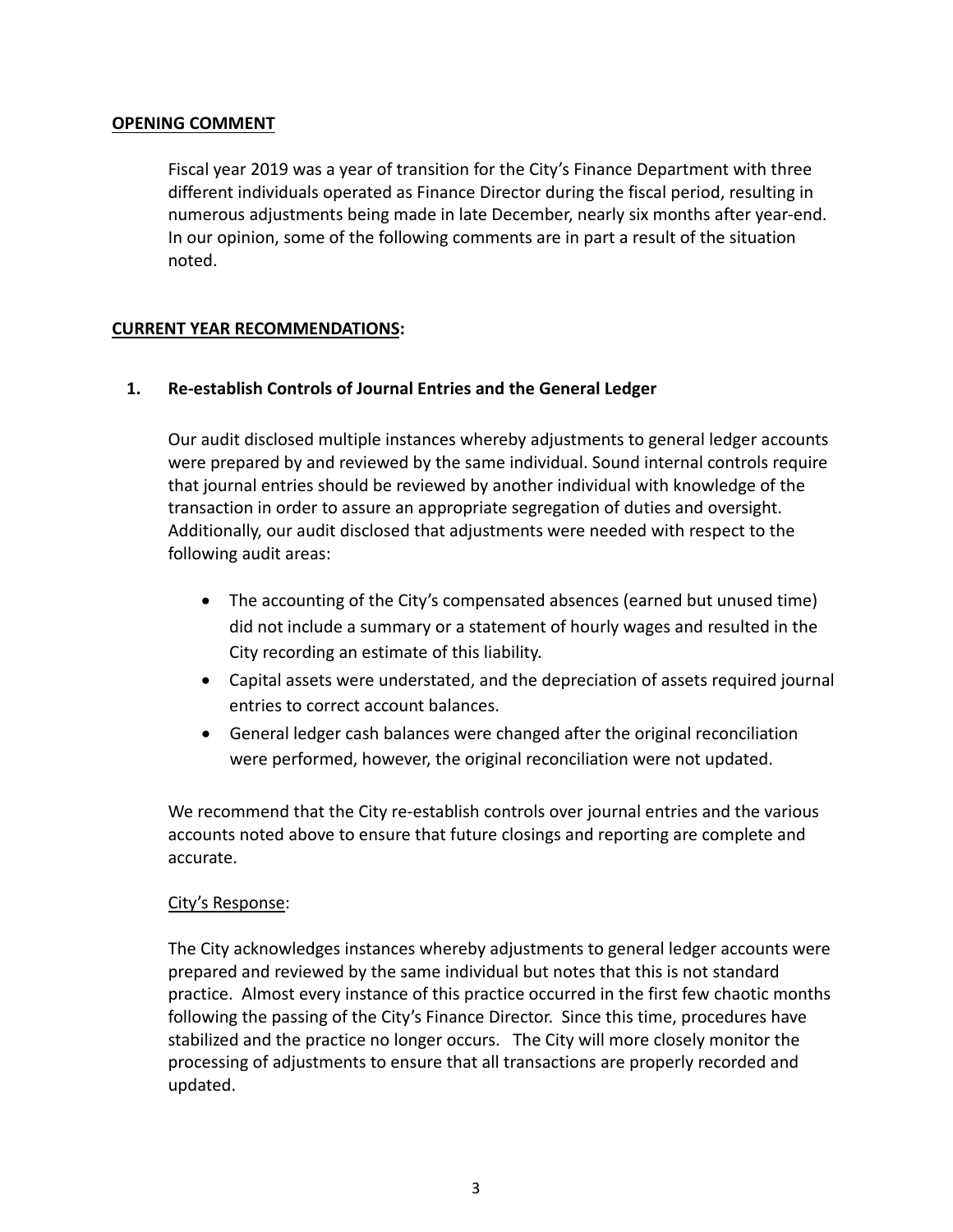## OPENING COMMENT

Fiscal year 2019 was a year of transition for the City's Finance Department with three different individuals operated as Finance Director during the fiscal period, resulting in numerous adjustments being made in late December, nearly six months after year-end. In our opinion, some of the following comments are in part a result of the situation noted.

## CURRENT YEAR RECOMMENDATIONS:

### 1. Re-establish Controls of Journal Entries and the General Ledger

Our audit disclosed multiple instances whereby adjustments to general ledger accounts were prepared by and reviewed by the same individual. Sound internal controls require that journal entries should be reviewed by another individual with knowledge of the transaction in order to assure an appropriate segregation of duties and oversight. Additionally, our audit disclosed that adjustments were needed with respect to the following audit areas:

- The accounting of the City's compensated absences (earned but unused time) did not include a summary or a statement of hourly wages and resulted in the City recording an estimate of this liability.
- Capital assets were understated, and the depreciation of assets required journal entries to correct account balances.
- General ledger cash balances were changed after the original reconciliation were performed, however, the original reconciliation were not updated.

We recommend that the City re-establish controls over journal entries and the various accounts noted above to ensure that future closings and reporting are complete and accurate.

City's Response:

The City acknowledges instances whereby adjustments to general ledger accounts were prepared and reviewed by the same individual but notes that this is not standard practice. Almost every instance of this practice occurred in the first few chaotic months following the passing of the City's Finance Director. Since this time, procedures have stabilized and the practice no longer occurs. The City will more closely monitor the processing of adjustments to ensure that all transactions are properly recorded and updated.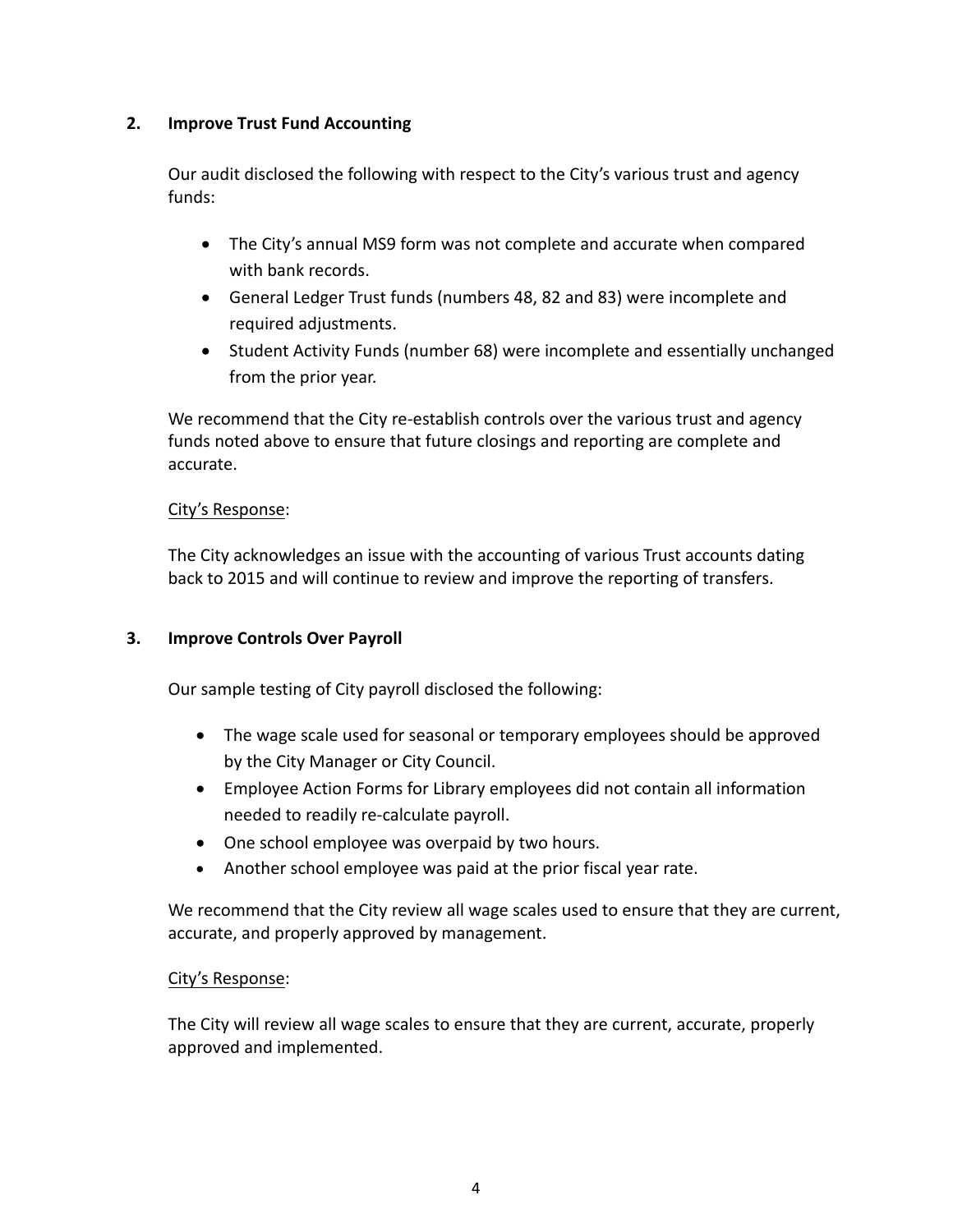## 2. Improve Trust Fund Accounting

Our audit disclosed the following with respect to the City's various trust and agency funds:

- The City's annual MS9 form was not complete and accurate when compared with bank records.
- General Ledger Trust funds (numbers 48, 82 and 83) were incomplete and required adjustments.
- Student Activity Funds (number 68) were incomplete and essentially unchanged from the prior year.

We recommend that the City re-establish controls over the various trust and agency funds noted above to ensure that future closings and reporting are complete and accurate.

City's Response:

The City acknowledges an issue with the accounting of various Trust accounts dating back to 2015 and will continue to review and improve the reporting of transfers.

## 3. Improve Controls Over Payroll

Our sample testing of City payroll disclosed the following:

- The wage scale used for seasonal or temporary employees should be approved by the City Manager or City Council.
- Employee Action Forms for Library employees did not contain all information needed to readily re-calculate payroll.
- One school employee was overpaid by two hours.
- Another school employee was paid at the prior fiscal year rate.

We recommend that the City review all wage scales used to ensure that they are current, accurate, and properly approved by management.

City's Response:

The City will review all wage scales to ensure that they are current, accurate, properly approved and implemented.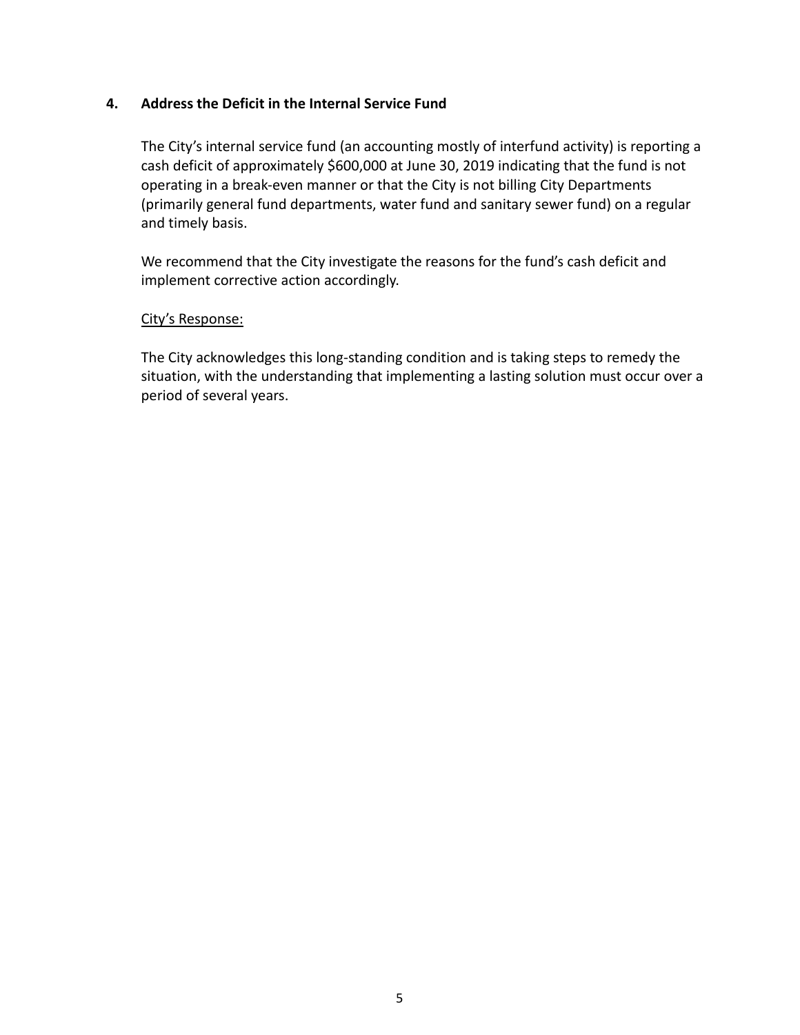**4. Address the Deficit in the Internal Service Fund**

The City's internal service fund (an accounting mostly of interfund activity) is reporting a cash deficit of approximately $600,000 at June 30, 2019 indicating that the fund is not operating in a break-even manner or that the City is not billing City Departments (primarily general fund departments, water fund and sanitary sewer fund) on a regular and timely basis.

We recommend that the City investigate the reasons for the fund's cash deficit and implement corrective action accordingly.

<u>City's Response:</u>

The City acknowledges this long-standing condition and is taking steps to remedy the situation, with the understanding that implementing a lasting solution must occur over a period of several years.